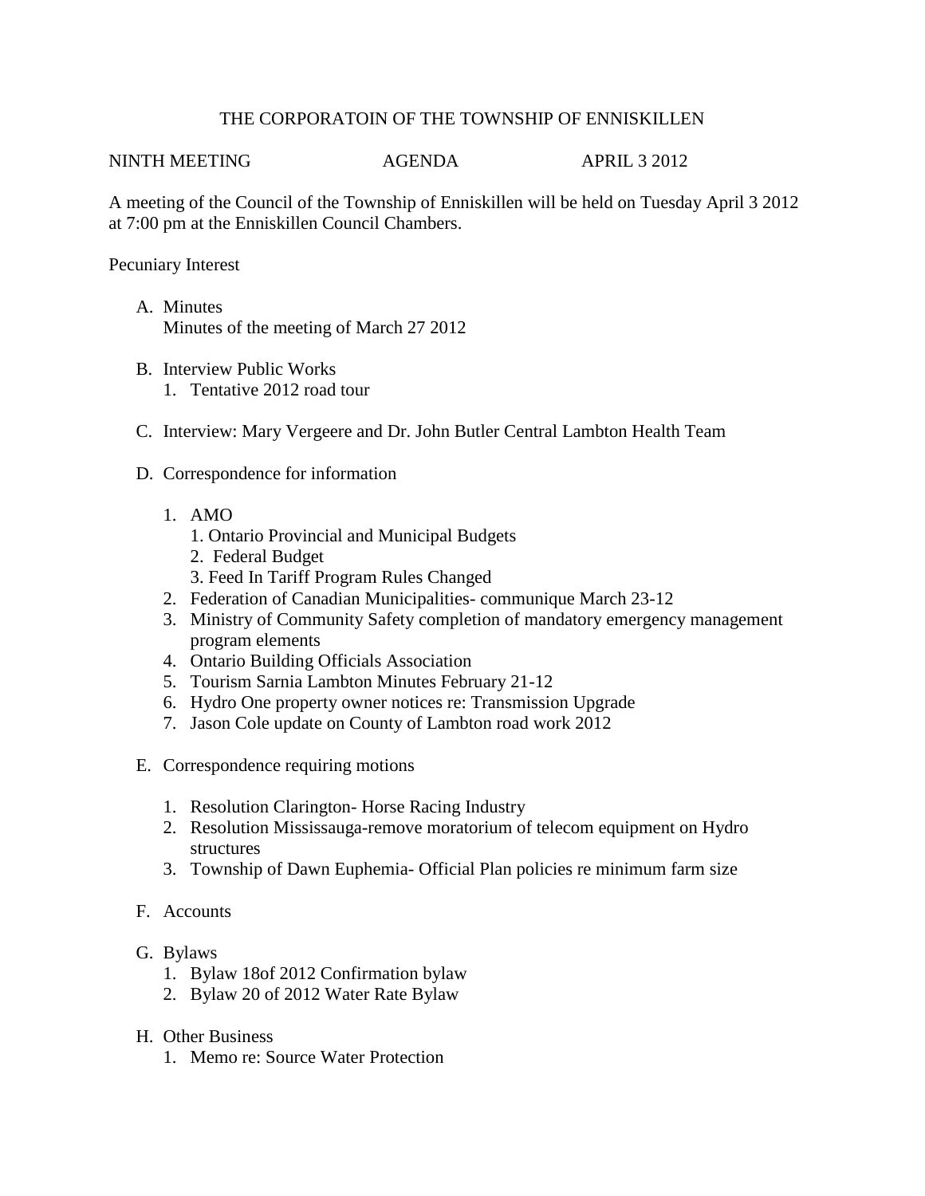# THE CORPORATOIN OF THE TOWNSHIP OF ENNISKILLEN

NINTH MEETING AGENDA APRIL 3 2012

A meeting of the Council of the Township of Enniskillen will be held on Tuesday April 3 2012 at 7:00 pm at the Enniskillen Council Chambers.

Pecuniary Interest

A. Minutes
   Minutes of the meeting of March 27 2012

B. Interview Public Works
   1. Tentative 2012 road tour

C. Interview: Mary Vergeere and Dr. John Butler Central Lambton Health Team

D. Correspondence for information

   1. AMO
      1. Ontario Provincial and Municipal Budgets
      2. Federal Budget
      3. Feed In Tariff Program Rules Changed
   2. Federation of Canadian Municipalities- communique March 23-12
   3. Ministry of Community Safety completion of mandatory emergency management program elements
   4. Ontario Building Officials Association
   5. Tourism Sarnia Lambton Minutes February 21-12
   6. Hydro One property owner notices re: Transmission Upgrade
   7. Jason Cole update on County of Lambton road work 2012

E. Correspondence requiring motions

   1. Resolution Clarington- Horse Racing Industry
   2. Resolution Mississauga-remove moratorium of telecom equipment on Hydro structures
   3. Township of Dawn Euphemia- Official Plan policies re minimum farm size

F. Accounts

G. Bylaws
   1. Bylaw 18of 2012 Confirmation bylaw
   2. Bylaw 20 of 2012 Water Rate Bylaw

H. Other Business
   1. Memo re: Source Water Protection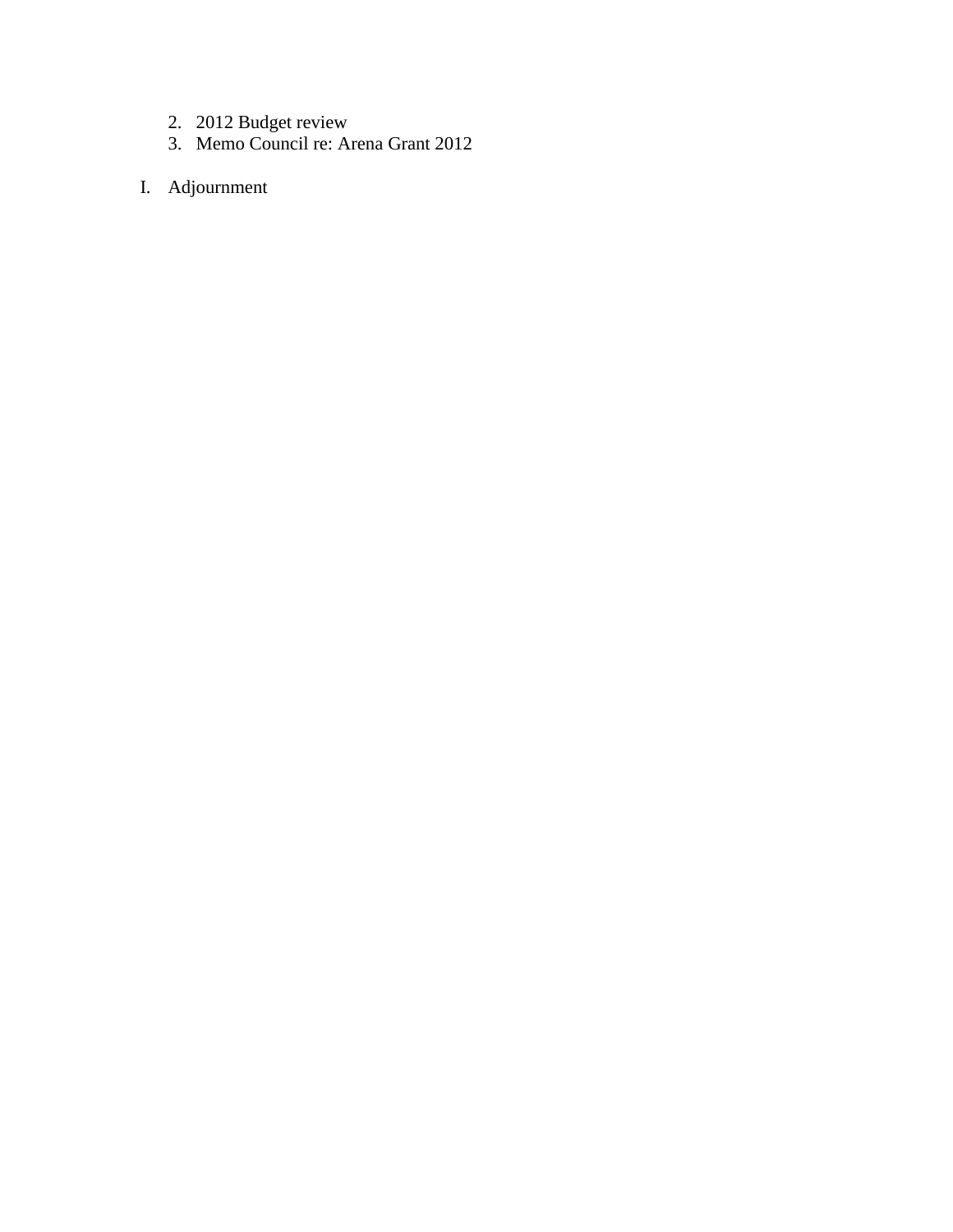2. 2012 Budget review
3. Memo Council re: Arena Grant 2012

I. Adjournment